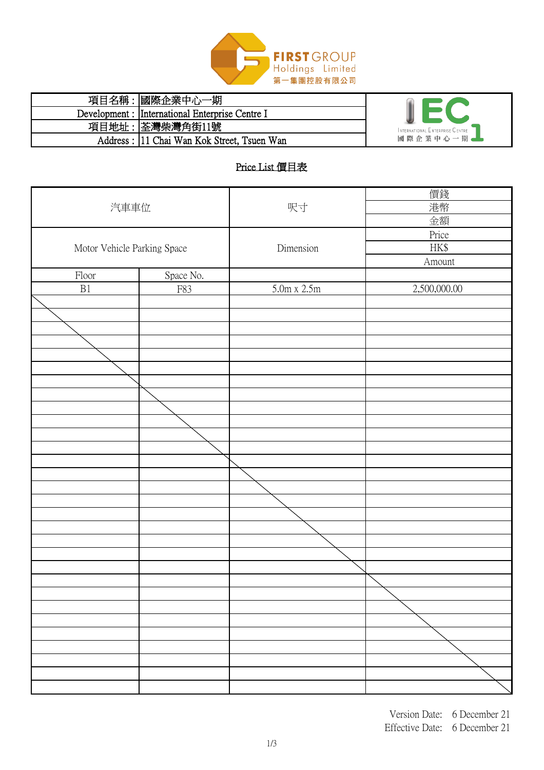FIRST GROUP Holdings Limited
第一集團控股有限公司

| | | |
|---|---|---|
| 項目名稱： | 國際企業中心一期 | IEC 1 International Enterprise Centre 國際企業中心一期 |
| Development : | International Enterprise Centre I | |
| 項目地址： | 荃灣柴灣角街11號 | |
| Address : | 11 Chai Wan Kok Street, Tsuen Wan | |

## Price List 價目表

| 汽車車位 Motor Vehicle Parking Space | | 呎寸 Dimension | 價錢 港幣 金額 Price HK$ Amount |
|---|---|---|---|
| Floor | Space No. | | |
| B1 | F83 | 5.0m x 2.5m | 2,500,000.00 |

Version Date: 6 December 21
Effective Date: 6 December 21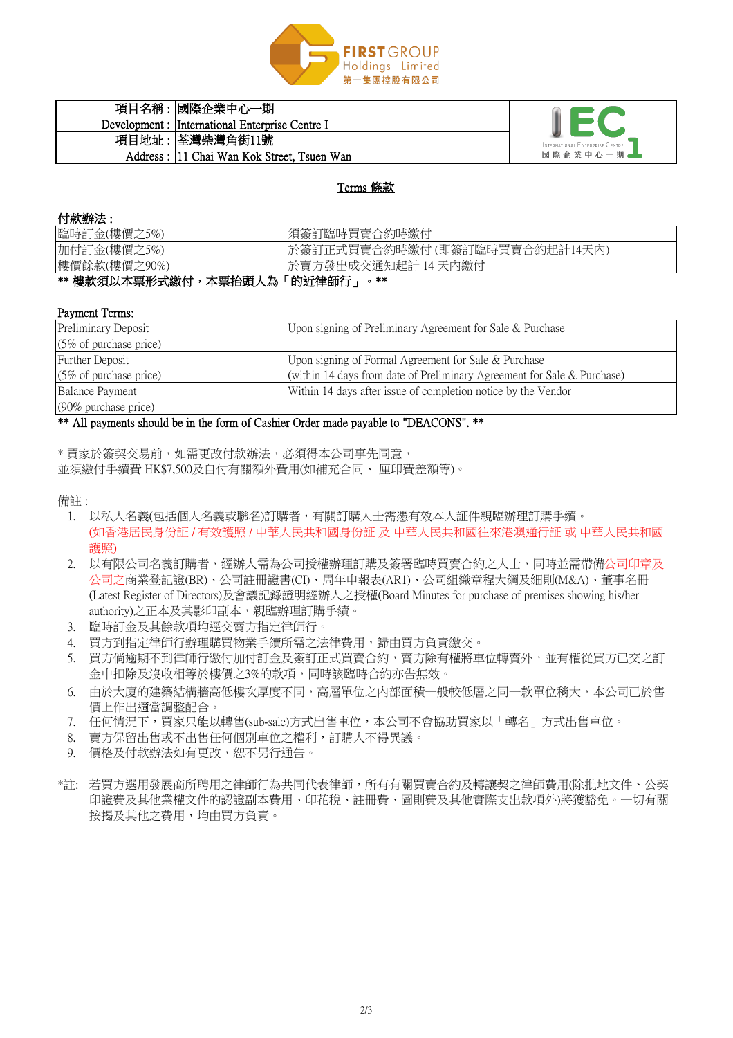| 項目名稱 : | 國際企業中心一期 |
|---|---|
| Development : | International Enterprise Centre I |
| 項目地址 : | 荃灣柴灣角街11號 |
| Address : | 11 Chai Wan Kok Street, Tsuen Wan |

## Terms 條款

**付款辦法 :**

| 臨時訂金(樓價之5%) | 須簽訂臨時買賣合約時繳付 |
|---|---|
| 加付訂金(樓價之5%) | 於簽訂正式買賣合約時繳付 (即簽訂臨時買賣合約起計14天內) |
| 樓價餘款(樓價之90%) | 於賣方發出成交通知起計 14 天內繳付 |

**\*\* 樓款須以本票形式繳付，本票抬頭人為「的近律師行」。\*\***

**Payment Terms:**

| Preliminary Deposit (5% of purchase price) | Upon signing of Preliminary Agreement for Sale & Purchase |
|---|---|
| Further Deposit (5% of purchase price) | Upon signing of Formal Agreement for Sale & Purchase (within 14 days from date of Preliminary Agreement for Sale & Purchase) |
| Balance Payment (90% purchase price) | Within 14 days after issue of completion notice by the Vendor |

**\*\* All payments should be in the form of Cashier Order made payable to "DEACONS". \*\***

\* 買家於簽契交易前，如需更改付款辦法，必須得本公司事先同意，
並須繳付手續費 HK$7,500及自付有關額外費用(如補充合同、 厘印費差額等)。

備註 :

1. 以私人名義(包括個人名義或聯名)訂購者，有關訂購人士需憑有效本人証件親臨辦理訂購手續。
(如香港居民身份証 / 有效護照 / 中華人民共和國身份証 及 中華人民共和國往來港澳通行証 或 中華人民共和國護照)
2. 以有限公司名義訂購者，經辦人需為公司授權辦理訂購及簽署臨時買賣合約之人士，同時並需帶備公司印章及公司之商業登記證(BR)、公司註冊證書(CI)、周年申報表(AR1)、公司組織章程大綱及細則(M&A)、董事名冊(Latest Register of Directors)及會議記錄證明經辦人之授權(Board Minutes for purchase of premises showing his/her authority)之正本及其影印副本，親臨辦理訂購手續。
3. 臨時訂金及其餘款項均逕交賣方指定律師行。
4. 買方到指定律師行辦理購買物業手續所需之法律費用，歸由買方負責繳交。
5. 買方倘逾期不到律師行繳付加付訂金及簽訂正式買賣合約，賣方除有權將車位轉賣外，並有權從買方已交之訂金中扣除及沒收相等於樓價之3%的款項，同時該臨時合約亦告無效。
6. 由於大廈的建築結構牆高低樓次厚度不同，高層單位之內部面積一般較低層之同一款單位稍大，本公司已於售價上作出適當調整配合。
7. 任何情況下，買家只能以轉售(sub-sale)方式出售車位，本公司不會協助買家以「轉名」方式出售車位。
8. 賣方保留出售或不出售任何個別車位之權利，訂購人不得異議。
9. 價格及付款辦法如有更改，恕不另行通告。

\*註: 若買方選用發展商所聘用之律師行為共同代表律師，所有有關買賣合約及轉讓契之律師費用(除批地文件、公契印證費及其他業權文件的認證副本費用、印花稅、註冊費、圖則費及其他實際支出款項外)將獲豁免。一切有關按揭及其他之費用，均由買方負責。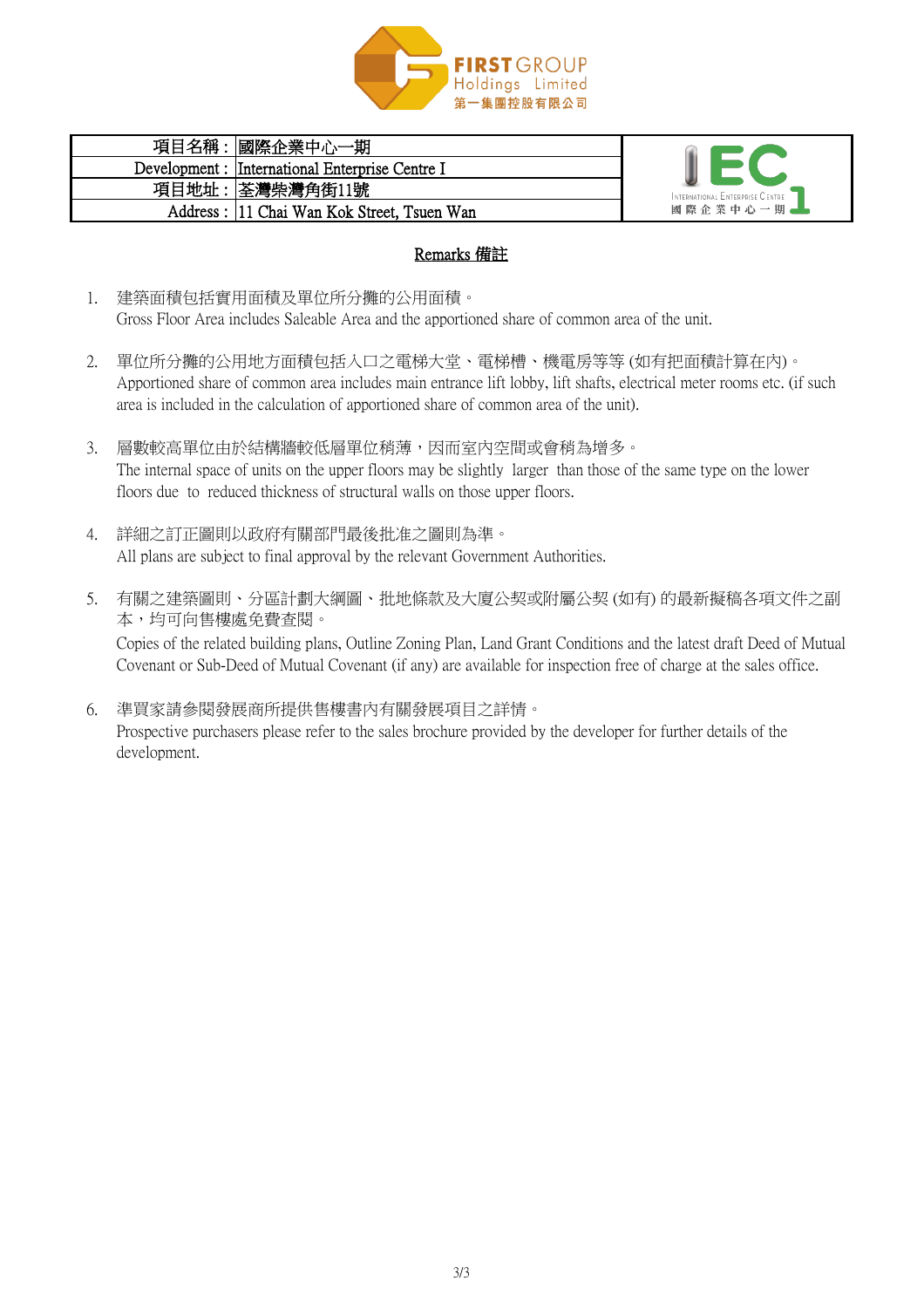FIRST GROUP Holdings Limited
第一集團控股有限公司

| | |
|---|---|
| 項目名稱： | 國際企業中心一期 |
| Development : | International Enterprise Centre I |
| 項目地址： | 荃灣柴灣角街11號 |
| Address : | 11 Chai Wan Kok Street, Tsuen Wan |

## Remarks 備註

1. 建築面積包括實用面積及單位所分攤的公用面積。
   Gross Floor Area includes Saleable Area and the apportioned share of common area of the unit.

2. 單位所分攤的公用地方面積包括入口之電梯大堂、電梯槽、機電房等等 (如有把面積計算在內)。
   Apportioned share of common area includes main entrance lift lobby, lift shafts, electrical meter rooms etc. (if such area is included in the calculation of apportioned share of common area of the unit).

3. 層數較高單位由於結構牆較低層單位稍薄，因而室內空間或會稍為增多。
   The internal space of units on the upper floors may be slightly larger than those of the same type on the lower floors due to reduced thickness of structural walls on those upper floors.

4. 詳細之訂正圖則以政府有關部門最後批准之圖則為準。
   All plans are subject to final approval by the relevant Government Authorities.

5. 有關之建築圖則、分區計劃大綱圖、批地條款及大廈公契或附屬公契 (如有) 的最新擬稿各項文件之副本，均可向售樓處免費查閱。
   Copies of the related building plans, Outline Zoning Plan, Land Grant Conditions and the latest draft Deed of Mutual Covenant or Sub-Deed of Mutual Covenant (if any) are available for inspection free of charge at the sales office.

6. 準買家請參閱發展商所提供售樓書內有關發展項目之詳情。
   Prospective purchasers please refer to the sales brochure provided by the developer for further details of the development.